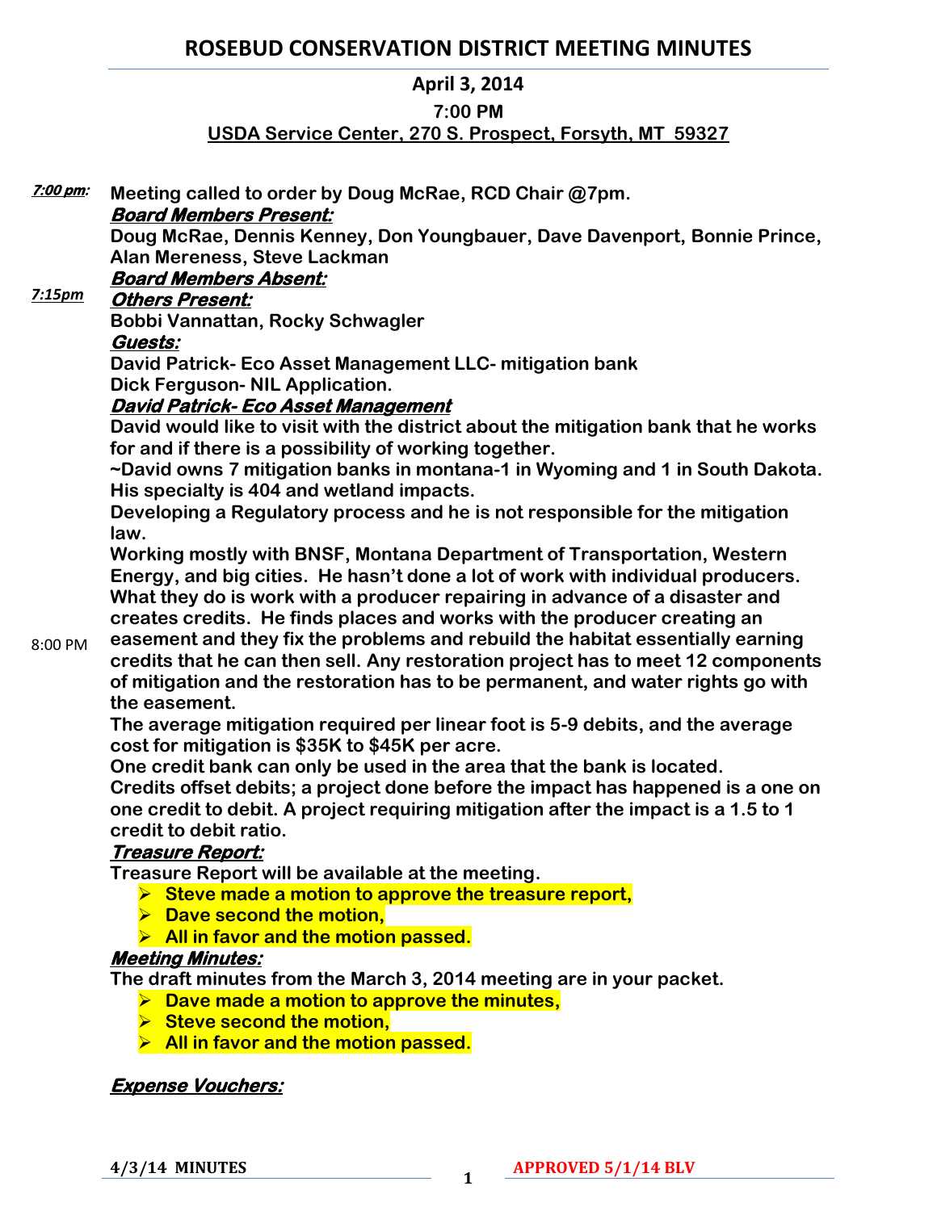# ROSEBUD CONSERVATION DISTRICT MEETING MINUTES

**April 3, 2014**

**7:00 PM**

**USDA Service Center, 270 S. Prospect, Forsyth, MT 59327**

***7:00 pm:*** **Meeting called to order by Doug McRae, RCD Chair @7pm.**

***Board Members Present:***

**Doug McRae, Dennis Kenney, Don Youngbauer, Dave Davenport, Bonnie Prince, Alan Mereness, Steve Lackman**

***Board Members Absent:***

***7:15pm*** ***Others Present:***

**Bobbi Vannattan, Rocky Schwagler**

***Guests:***

**David Patrick- Eco Asset Management LLC- mitigation bank**

**Dick Ferguson- NIL Application.**

***David Patrick- Eco Asset Management***

**David would like to visit with the district about the mitigation bank that he works for and if there is a possibility of working together.**

**~David owns 7 mitigation banks in montana-1 in Wyoming and 1 in South Dakota. His specialty is 404 and wetland impacts.**

**Developing a Regulatory process and he is not responsible for the mitigation law.**

**Working mostly with BNSF, Montana Department of Transportation, Western Energy, and big cities. He hasn't done a lot of work with individual producers. What they do is work with a producer repairing in advance of a disaster and creates credits. He finds places and works with the producer creating an easement and they fix the problems and rebuild the habitat essentially earning credits that he can then sell. Any restoration project has to meet 12 components of mitigation and the restoration has to be permanent, and water rights go with the easement.**

8:00 PM

**The average mitigation required per linear foot is 5-9 debits, and the average cost for mitigation is $35K to $45K per acre.**

**One credit bank can only be used in the area that the bank is located.**

**Credits offset debits; a project done before the impact has happened is a one on one credit to debit. A project requiring mitigation after the impact is a 1.5 to 1 credit to debit ratio.**

***Treasure Report:***

**Treasure Report will be available at the meeting.**

- **Steve made a motion to approve the treasure report,**
- **Dave second the motion,**
- **All in favor and the motion passed.**

***Meeting Minutes:***

**The draft minutes from the March 3, 2014 meeting are in your packet.**

- **Dave made a motion to approve the minutes,**
- **Steve second the motion,**
- **All in favor and the motion passed.**

***Expense Vouchers:***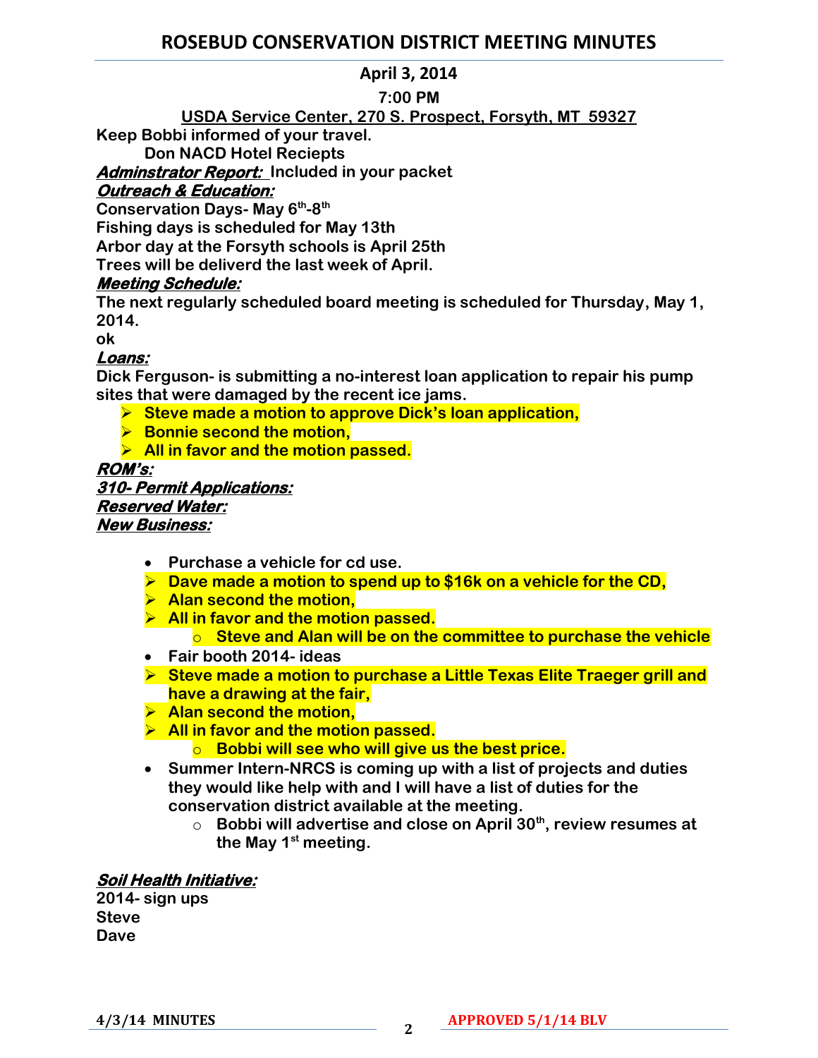# ROSEBUD CONSERVATION DISTRICT MEETING MINUTES

**April 3, 2014**

**7:00 PM**

**USDA Service Center, 270 S. Prospect, Forsyth, MT 59327**

**Keep Bobbi informed of your travel.**

**Don NACD Hotel Reciepts**

***Adminstrator Report:*** **Included in your packet**

***Outreach & Education:***

**Conservation Days- May 6th-8th**

**Fishing days is scheduled for May 13th**

**Arbor day at the Forsyth schools is April 25th**

**Trees will be deliverd the last week of April.**

***Meeting Schedule:***

**The next regularly scheduled board meeting is scheduled for Thursday, May 1, 2014.**

**ok**

***Loans:***

**Dick Ferguson- is submitting a no-interest loan application to repair his pump sites that were damaged by the recent ice jams.**

- **Steve made a motion to approve Dick's loan application,**
- **Bonnie second the motion,**
- **All in favor and the motion passed.**

***ROM's:***

***310- Permit Applications:***

***Reserved Water:***

***New Business:***

- **Purchase a vehicle for cd use.**
- **Dave made a motion to spend up to $16k on a vehicle for the CD,**
- **Alan second the motion,**
- **All in favor and the motion passed.**
    - **Steve and Alan will be on the committee to purchase the vehicle**
- **Fair booth 2014- ideas**
- **Steve made a motion to purchase a Little Texas Elite Traeger grill and have a drawing at the fair,**
- **Alan second the motion,**
- **All in favor and the motion passed.**
    - **Bobbi will see who will give us the best price.**
- **Summer Intern-NRCS is coming up with a list of projects and duties they would like help with and I will have a list of duties for the conservation district available at the meeting.**
    - **Bobbi will advertise and close on April 30th, review resumes at the May 1st meeting.**

***Soil Health Initiative:***

**2014- sign ups**

**Steve**

**Dave**

**4/3/14 MINUTES** **APPROVED 5/1/14 BLV**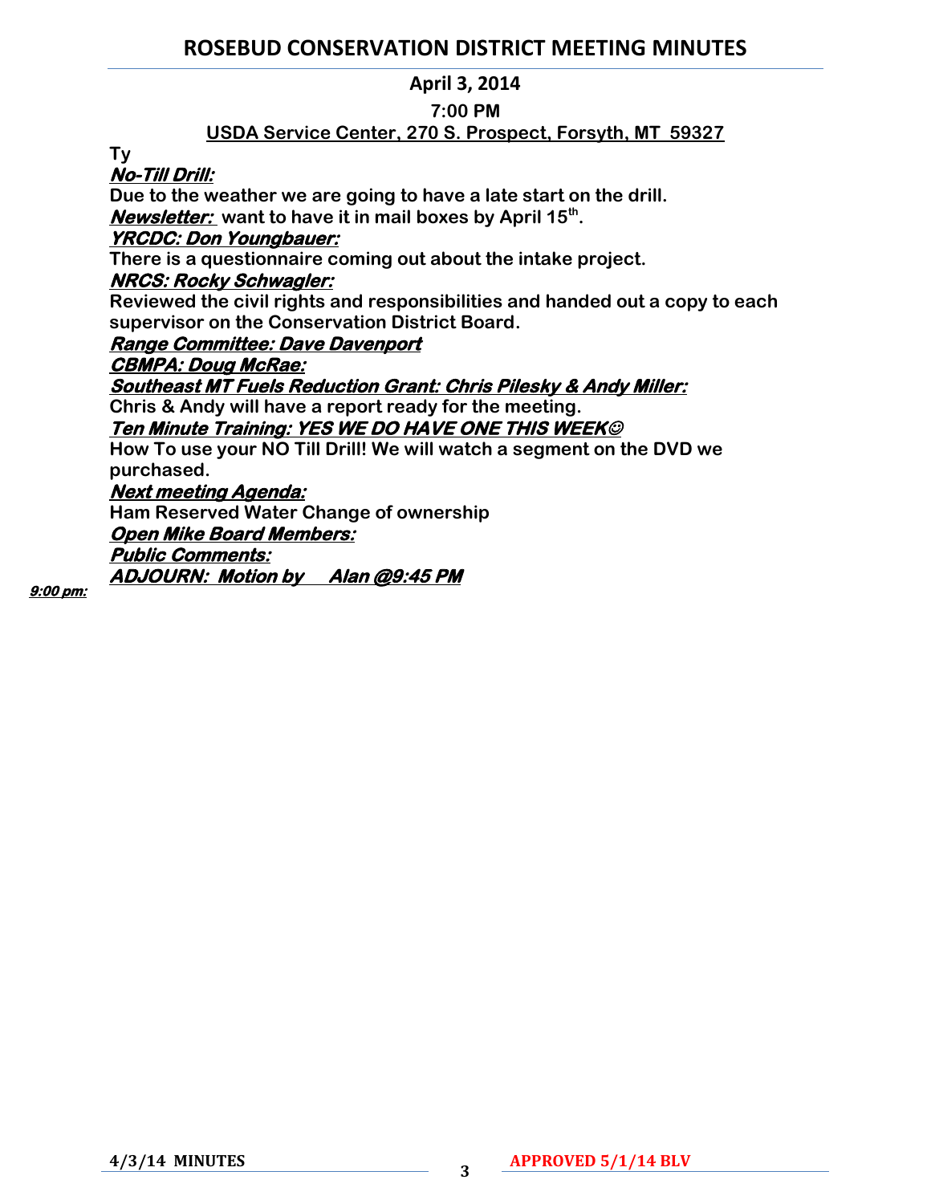# ROSEBUD CONSERVATION DISTRICT MEETING MINUTES

**April 3, 2014**

**7:00 PM**

**USDA Service Center, 270 S. Prospect, Forsyth, MT 59327**

**Ty**

***No-Till Drill:***

**Due to the weather we are going to have a late start on the drill.**

***Newsletter:*** **want to have it in mail boxes by April 15th.**

***YRCDC: Don Youngbauer:***

**There is a questionnaire coming out about the intake project.**

***NRCS: Rocky Schwagler:***

**Reviewed the civil rights and responsibilities and handed out a copy to each supervisor on the Conservation District Board.**

***Range Committee: Dave Davenport***

***CBMPA: Doug McRae:***

***Southeast MT Fuels Reduction Grant: Chris Pilesky & Andy Miller:***

**Chris & Andy will have a report ready for the meeting.**

***Ten Minute Training: YES WE DO HAVE ONE THIS WEEK☺***

**How To use your NO Till Drill! We will watch a segment on the DVD we purchased.**

***Next meeting Agenda:***

**Ham Reserved Water Change of ownership**

***Open Mike Board Members:***

***Public Comments:***

***ADJOURN: Motion by Alan @9:45 PM***

***9:00 pm:***

**4/3/14 MINUTES** **APPROVED 5/1/14 BLV**